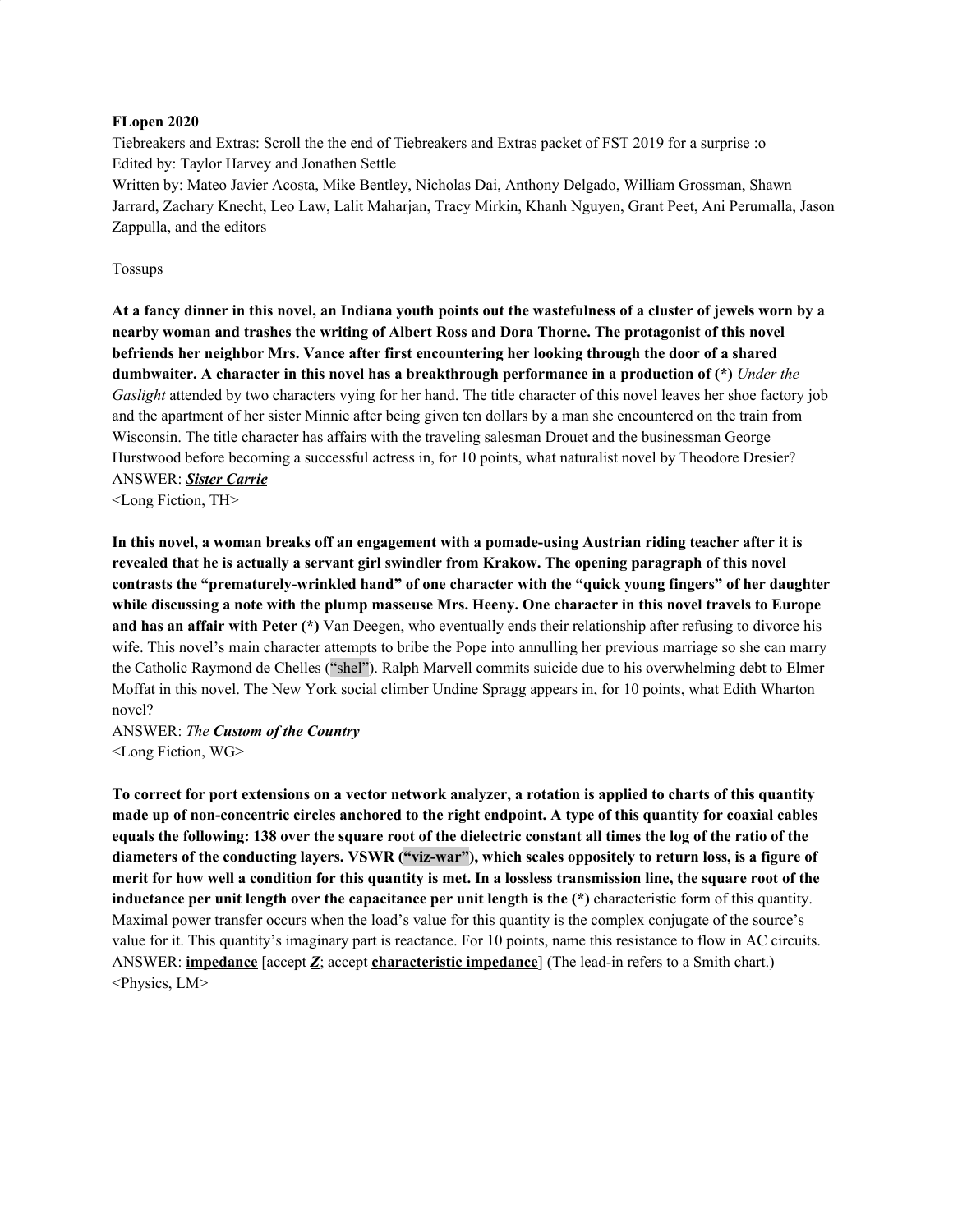**FLopen 2020**

Tiebreakers and Extras: Scroll the the end of Tiebreakers and Extras packet of FST 2019 for a surprise :o

Edited by: Taylor Harvey and Jonathen Settle

Written by: Mateo Javier Acosta, Mike Bentley, Nicholas Dai, Anthony Delgado, William Grossman, Shawn Jarrard, Zachary Knecht, Leo Law, Lalit Maharjan, Tracy Mirkin, Khanh Nguyen, Grant Peet, Ani Perumalla, Jason Zappulla, and the editors

Tossups

**At a fancy dinner in this novel, an Indiana youth points out the wastefulness of a cluster of jewels worn by a nearby woman and trashes the writing of Albert Ross and Dora Thorne. The protagonist of this novel befriends her neighbor Mrs. Vance after first encountering her looking through the door of a shared dumbwaiter. A character in this novel has a breakthrough performance in a production of (*)** *Under the Gaslight* attended by two characters vying for her hand. The title character of this novel leaves her shoe factory job and the apartment of her sister Minnie after being given ten dollars by a man she encountered on the train from Wisconsin. The title character has affairs with the traveling salesman Drouet and the businessman George Hurstwood before becoming a successful actress in, for 10 points, what naturalist novel by Theodore Dresier?

ANSWER: ***<u>Sister Carrie</u>***

<Long Fiction, TH>

**In this novel, a woman breaks off an engagement with a pomade-using Austrian riding teacher after it is revealed that he is actually a servant girl swindler from Krakow. The opening paragraph of this novel contrasts the "prematurely-wrinkled hand" of one character with the "quick young fingers" of her daughter while discussing a note with the plump masseuse Mrs. Heeny. One character in this novel travels to Europe and has an affair with Peter (*)** Van Deegen, who eventually ends their relationship after refusing to divorce his wife. This novel's main character attempts to bribe the Pope into annulling her previous marriage so she can marry the Catholic Raymond de Chelles ("shel"). Ralph Marvell commits suicide due to his overwhelming debt to Elmer Moffat in this novel. The New York social climber Undine Spragg appears in, for 10 points, what Edith Wharton novel?

ANSWER: *The **<u>Custom of the Country</u>***

<Long Fiction, WG>

**To correct for port extensions on a vector network analyzer, a rotation is applied to charts of this quantity made up of non-concentric circles anchored to the right endpoint. A type of this quantity for coaxial cables equals the following: 138 over the square root of the dielectric constant all times the log of the ratio of the diameters of the conducting layers. VSWR ("viz-war"), which scales oppositely to return loss, is a figure of merit for how well a condition for this quantity is met. In a lossless transmission line, the square root of the inductance per unit length over the capacitance per unit length is the (*)** characteristic form of this quantity. Maximal power transfer occurs when the load's value for this quantity is the complex conjugate of the source's value for it. This quantity's imaginary part is reactance. For 10 points, name this resistance to flow in AC circuits.

ANSWER: **<u>impedance</u>** [accept ***<u>Z</u>***; accept **<u>characteristic impedance</u>**] (The lead-in refers to a Smith chart.)

<Physics, LM>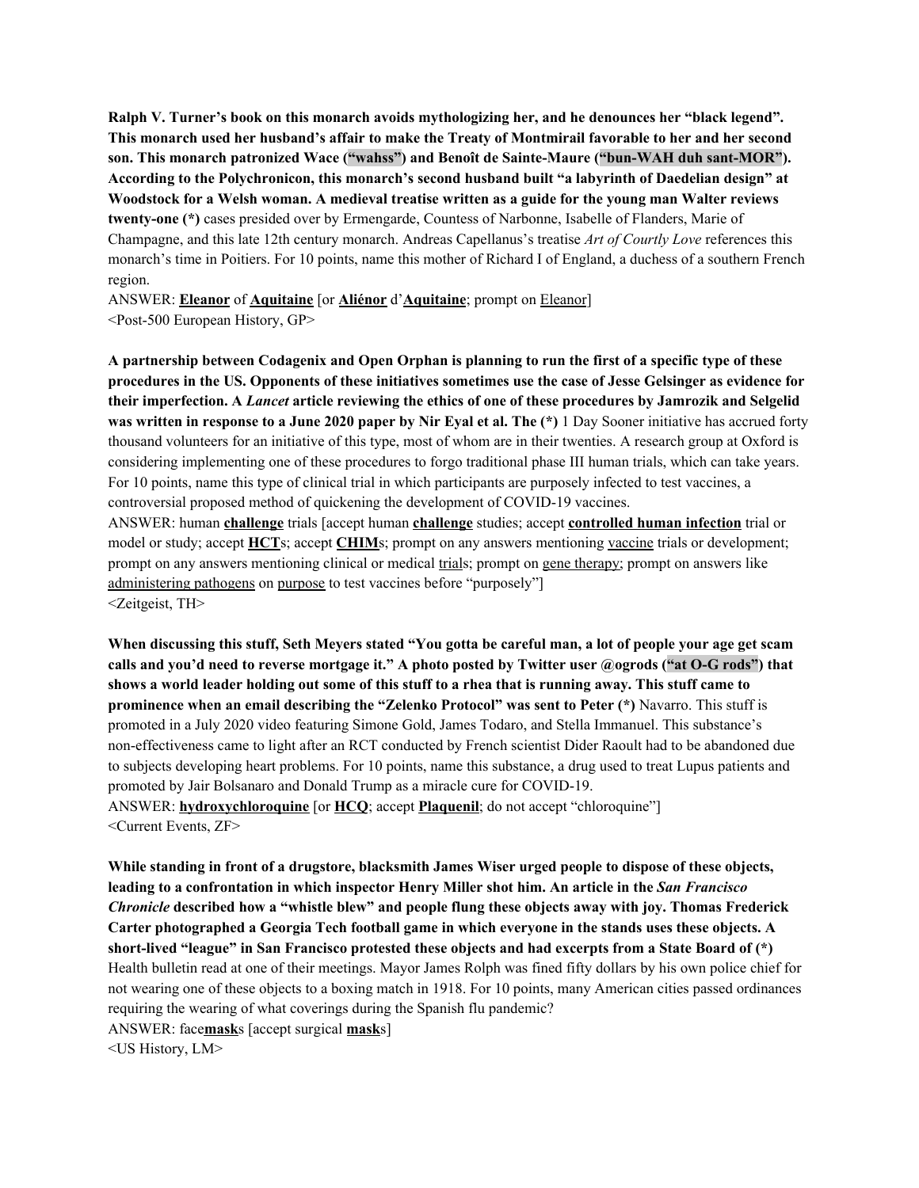**Ralph V. Turner's book on this monarch avoids mythologizing her, and he denounces her "black legend". This monarch used her husband's affair to make the Treaty of Montmirail favorable to her and her second son. This monarch patronized Wace ("wahss") and Benoît de Sainte-Maure ("bun-WAH duh sant-MOR"). According to the Polychronicon, this monarch's second husband built "a labyrinth of Daedelian design" at Woodstock for a Welsh woman. A medieval treatise written as a guide for the young man Walter reviews twenty-one (*)** cases presided over by Ermengarde, Countess of Narbonne, Isabelle of Flanders, Marie of Champagne, and this late 12th century monarch. Andreas Capellanus's treatise *Art of Courtly Love* references this monarch's time in Poitiers. For 10 points, name this mother of Richard I of England, a duchess of a southern French region.

ANSWER: **Eleanor** of **Aquitaine** [or **Aliénor** d'**Aquitaine**; prompt on Eleanor]

<Post-500 European History, GP>

**A partnership between Codagenix and Open Orphan is planning to run the first of a specific type of these procedures in the US. Opponents of these initiatives sometimes use the case of Jesse Gelsinger as evidence for their imperfection. A *Lancet* article reviewing the ethics of one of these procedures by Jamrozik and Selgelid was written in response to a June 2020 paper by Nir Eyal et al. The (*)** 1 Day Sooner initiative has accrued forty thousand volunteers for an initiative of this type, most of whom are in their twenties. A research group at Oxford is considering implementing one of these procedures to forgo traditional phase III human trials, which can take years. For 10 points, name this type of clinical trial in which participants are purposely infected to test vaccines, a controversial proposed method of quickening the development of COVID-19 vaccines.

ANSWER: human **challenge** trials [accept human **challenge** studies; accept **controlled human infection** trial or model or study; accept **HCT**s; accept **CHIM**s; prompt on any answers mentioning vaccine trials or development; prompt on any answers mentioning clinical or medical trials; prompt on gene therapy; prompt on answers like administering pathogens on purpose to test vaccines before "purposely"]

<Zeitgeist, TH>

**When discussing this stuff, Seth Meyers stated "You gotta be careful man, a lot of people your age get scam calls and you'd need to reverse mortgage it." A photo posted by Twitter user @ogrods ("at O-G rods") that shows a world leader holding out some of this stuff to a rhea that is running away. This stuff came to prominence when an email describing the "Zelenko Protocol" was sent to Peter (*)** Navarro. This stuff is promoted in a July 2020 video featuring Simone Gold, James Todaro, and Stella Immanuel. This substance's non-effectiveness came to light after an RCT conducted by French scientist Dider Raoult had to be abandoned due to subjects developing heart problems. For 10 points, name this substance, a drug used to treat Lupus patients and promoted by Jair Bolsanaro and Donald Trump as a miracle cure for COVID-19.

ANSWER: **hydroxychloroquine** [or **HCQ**; accept **Plaquenil**; do not accept "chloroquine"]

<Current Events, ZF>

**While standing in front of a drugstore, blacksmith James Wiser urged people to dispose of these objects, leading to a confrontation in which inspector Henry Miller shot him. An article in the *San Francisco Chronicle* described how a "whistle blew" and people flung these objects away with joy. Thomas Frederick Carter photographed a Georgia Tech football game in which everyone in the stands uses these objects. A short-lived "league" in San Francisco protested these objects and had excerpts from a State Board of (*)** Health bulletin read at one of their meetings. Mayor James Rolph was fined fifty dollars by his own police chief for not wearing one of these objects to a boxing match in 1918. For 10 points, many American cities passed ordinances requiring the wearing of what coverings during the Spanish flu pandemic?

ANSWER: face**mask**s [accept surgical **mask**s]

<US History, LM>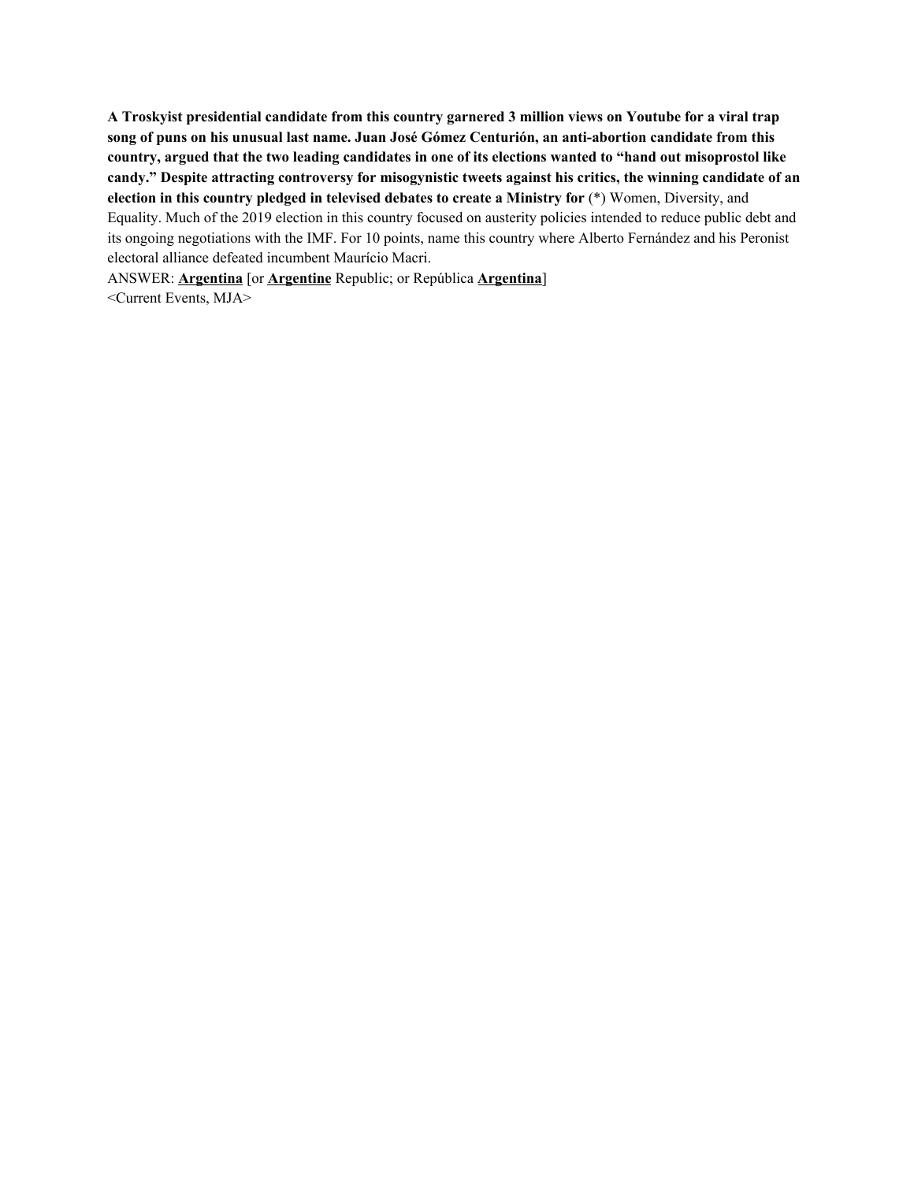**A Troskyist presidential candidate from this country garnered 3 million views on Youtube for a viral trap song of puns on his unusual last name. Juan José Gómez Centurión, an anti-abortion candidate from this country, argued that the two leading candidates in one of its elections wanted to "hand out misoprostol like candy." Despite attracting controversy for misogynistic tweets against his critics, the winning candidate of an election in this country pledged in televised debates to create a Ministry for** (*) Women, Diversity, and Equality. Much of the 2019 election in this country focused on austerity policies intended to reduce public debt and its ongoing negotiations with the IMF. For 10 points, name this country where Alberto Fernández and his Peronist electoral alliance defeated incumbent Maurício Macri.

ANSWER: **Argentina** [or **Argentine** Republic; or República **Argentina**]

<Current Events, MJA>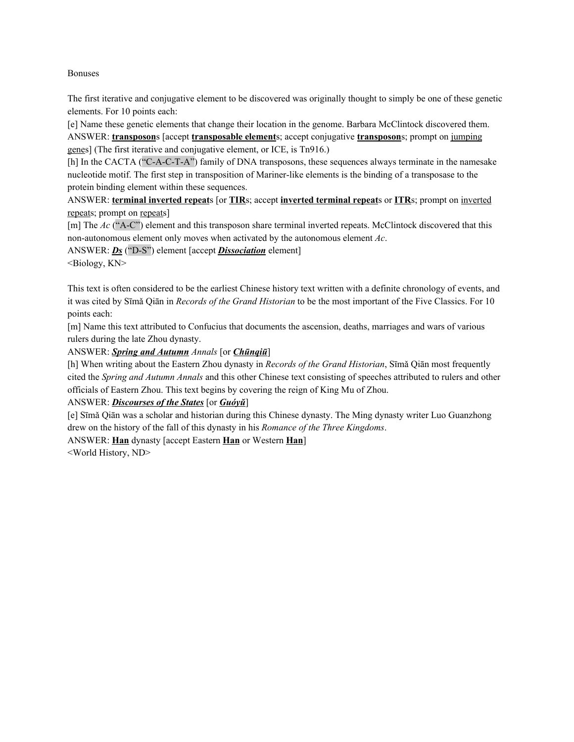Bonuses

The first iterative and conjugative element to be discovered was originally thought to simply be one of these genetic elements. For 10 points each:

[e] Name these genetic elements that change their location in the genome. Barbara McClintock discovered them.

ANSWER: **transposon**s [accept **transposable element**s; accept conjugative **transposon**s; prompt on jumping genes] (The first iterative and conjugative element, or ICE, is Tn916.)

[h] In the CACTA ("C-A-C-T-A") family of DNA transposons, these sequences always terminate in the namesake nucleotide motif. The first step in transposition of Mariner-like elements is the binding of a transposase to the protein binding element within these sequences.

ANSWER: **terminal inverted repeat**s [or **TIR**s; accept **inverted terminal repeat**s or **ITR**s; prompt on inverted repeats; prompt on repeats]

[m] The *Ac* ("A-C") element and this transposon share terminal inverted repeats. McClintock discovered that this non-autonomous element only moves when activated by the autonomous element *Ac*.

ANSWER: ***Ds*** ("D-S") element [accept ***Dissociation*** element]

<Biology, KN>

This text is often considered to be the earliest Chinese history text written with a definite chronology of events, and it was cited by Sīmǎ Qiān in *Records of the Grand Historian* to be the most important of the Five Classics. For 10 points each:

[m] Name this text attributed to Confucius that documents the ascension, deaths, marriages and wars of various rulers during the late Zhou dynasty.

ANSWER: ***Spring and Autumn*** *Annals* [or ***Chūnqiū***]

[h] When writing about the Eastern Zhou dynasty in *Records of the Grand Historian*, Sīmǎ Qiān most frequently cited the *Spring and Autumn Annals* and this other Chinese text consisting of speeches attributed to rulers and other officials of Eastern Zhou. This text begins by covering the reign of King Mu of Zhou.

ANSWER: ***Discourses of the States*** [or ***Guóyǔ***]

[e] Sīmǎ Qiān was a scholar and historian during this Chinese dynasty. The Ming dynasty writer Luo Guanzhong drew on the history of the fall of this dynasty in his *Romance of the Three Kingdoms*.

ANSWER: **Han** dynasty [accept Eastern **Han** or Western **Han**]

<World History, ND>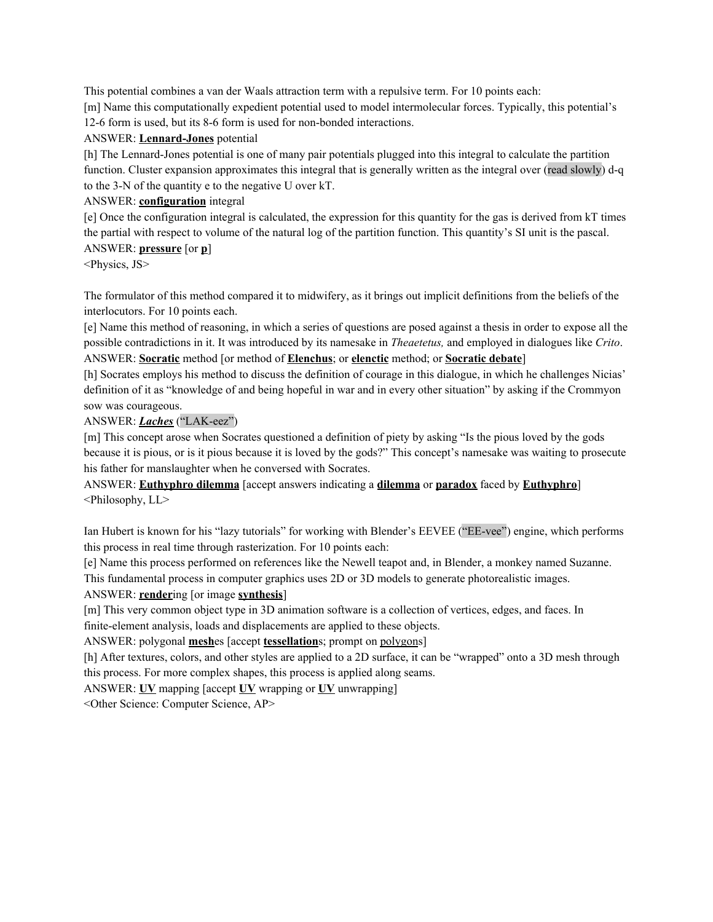This potential combines a van der Waals attraction term with a repulsive term. For 10 points each:

[m] Name this computationally expedient potential used to model intermolecular forces. Typically, this potential's 12-6 form is used, but its 8-6 form is used for non-bonded interactions.

ANSWER: **Lennard-Jones** potential

[h] The Lennard-Jones potential is one of many pair potentials plugged into this integral to calculate the partition function. Cluster expansion approximates this integral that is generally written as the integral over (read slowly) d-q to the 3-N of the quantity e to the negative U over kT.

ANSWER: **configuration** integral

[e] Once the configuration integral is calculated, the expression for this quantity for the gas is derived from kT times the partial with respect to volume of the natural log of the partition function. This quantity's SI unit is the pascal.

ANSWER: **pressure** [or **p**]

<Physics, JS>

The formulator of this method compared it to midwifery, as it brings out implicit definitions from the beliefs of the interlocutors. For 10 points each.

[e] Name this method of reasoning, in which a series of questions are posed against a thesis in order to expose all the possible contradictions in it. It was introduced by its namesake in *Theaetetus,* and employed in dialogues like *Crito*.

ANSWER: **Socratic** method [or method of **Elenchus**; or **elenctic** method; or **Socratic debate**]

[h] Socrates employs his method to discuss the definition of courage in this dialogue, in which he challenges Nicias' definition of it as "knowledge of and being hopeful in war and in every other situation" by asking if the Crommyon sow was courageous.

ANSWER: ***Laches*** ("LAK-eez")

[m] This concept arose when Socrates questioned a definition of piety by asking "Is the pious loved by the gods because it is pious, or is it pious because it is loved by the gods?" This concept's namesake was waiting to prosecute his father for manslaughter when he conversed with Socrates.

ANSWER: **Euthyphro dilemma** [accept answers indicating a **dilemma** or **paradox** faced by **Euthyphro**]

<Philosophy, LL>

Ian Hubert is known for his "lazy tutorials" for working with Blender's EEVEE ("EE-vee") engine, which performs this process in real time through rasterization. For 10 points each:

[e] Name this process performed on references like the Newell teapot and, in Blender, a monkey named Suzanne. This fundamental process in computer graphics uses 2D or 3D models to generate photorealistic images.

ANSWER: **render**ing [or image **synthesis**]

[m] This very common object type in 3D animation software is a collection of vertices, edges, and faces. In finite-element analysis, loads and displacements are applied to these objects.

ANSWER: polygonal **mesh**es [accept **tessellation**s; prompt on polygons]

[h] After textures, colors, and other styles are applied to a 2D surface, it can be "wrapped" onto a 3D mesh through this process. For more complex shapes, this process is applied along seams.

ANSWER: **UV** mapping [accept **UV** wrapping or **UV** unwrapping]

<Other Science: Computer Science, AP>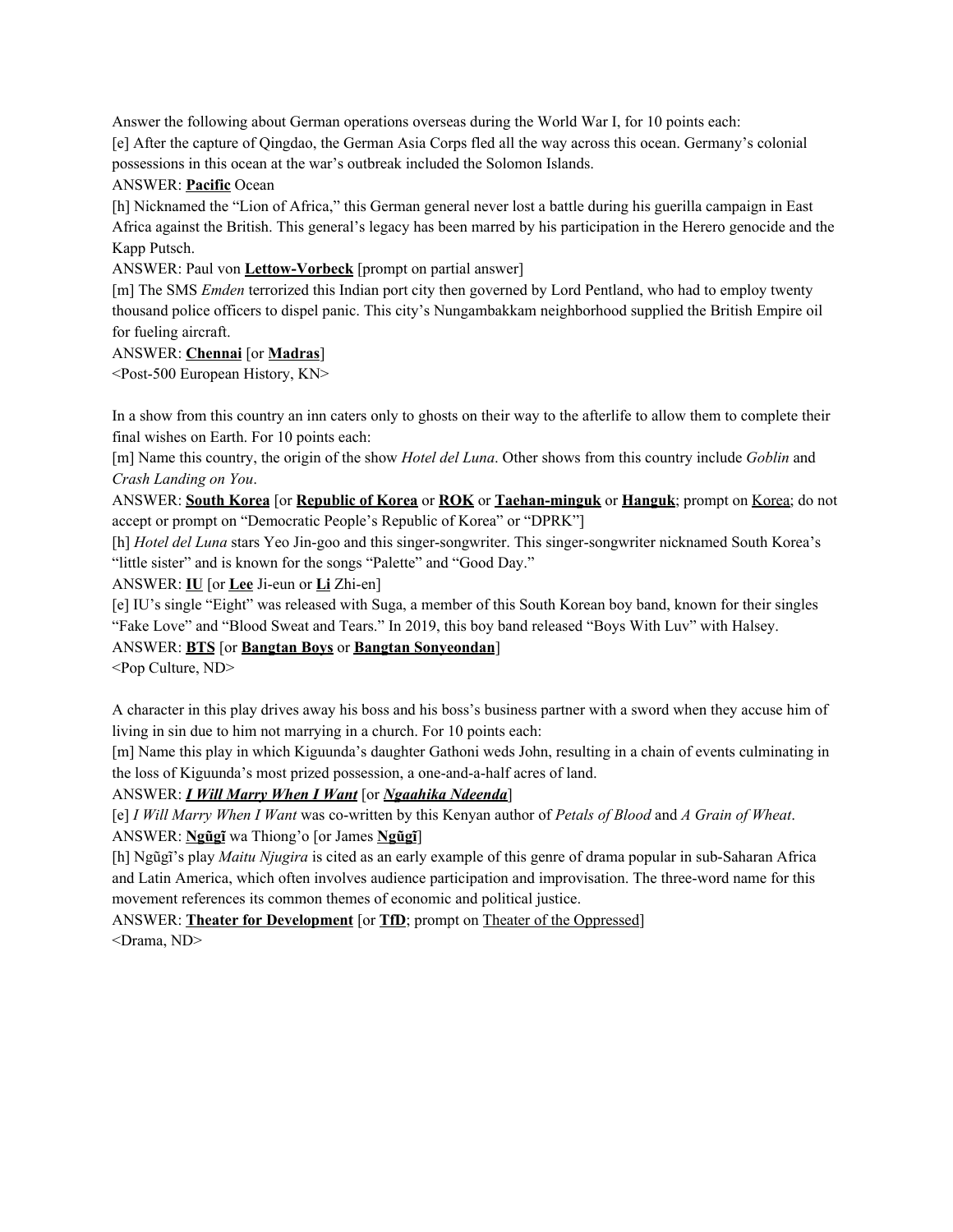Answer the following about German operations overseas during the World War I, for 10 points each:

[e] After the capture of Qingdao, the German Asia Corps fled all the way across this ocean. Germany's colonial possessions in this ocean at the war's outbreak included the Solomon Islands.

ANSWER: **Pacific** Ocean

[h] Nicknamed the "Lion of Africa," this German general never lost a battle during his guerilla campaign in East Africa against the British. This general's legacy has been marred by his participation in the Herero genocide and the Kapp Putsch.

ANSWER: Paul von **Lettow-Vorbeck** [prompt on partial answer]

[m] The SMS *Emden* terrorized this Indian port city then governed by Lord Pentland, who had to employ twenty thousand police officers to dispel panic. This city's Nungambakkam neighborhood supplied the British Empire oil for fueling aircraft.

ANSWER: **Chennai** [or **Madras**]

<Post-500 European History, KN>

In a show from this country an inn caters only to ghosts on their way to the afterlife to allow them to complete their final wishes on Earth. For 10 points each:

[m] Name this country, the origin of the show *Hotel del Luna*. Other shows from this country include *Goblin* and *Crash Landing on You*.

ANSWER: **South Korea** [or **Republic of Korea** or **ROK** or **Taehan-minguk** or **Hanguk**; prompt on Korea; do not accept or prompt on "Democratic People's Republic of Korea" or "DPRK"]

[h] *Hotel del Luna* stars Yeo Jin-goo and this singer-songwriter. This singer-songwriter nicknamed South Korea's "little sister" and is known for the songs "Palette" and "Good Day."

ANSWER: **IU** [or **Lee** Ji-eun or **Li** Zhi-en]

[e] IU's single "Eight" was released with Suga, a member of this South Korean boy band, known for their singles "Fake Love" and "Blood Sweat and Tears." In 2019, this boy band released "Boys With Luv" with Halsey.

ANSWER: **BTS** [or **Bangtan Boys** or **Bangtan Sonyeondan**]

<Pop Culture, ND>

A character in this play drives away his boss and his boss's business partner with a sword when they accuse him of living in sin due to him not marrying in a church. For 10 points each:

[m] Name this play in which Kiguunda's daughter Gathoni weds John, resulting in a chain of events culminating in the loss of Kiguunda's most prized possession, a one-and-a-half acres of land.

ANSWER: ***I Will Marry When I Want*** [or ***Ngaahika Ndeenda***]

[e] *I Will Marry When I Want* was co-written by this Kenyan author of *Petals of Blood* and *A Grain of Wheat*.

ANSWER: **Ngũgĩ** wa Thiong'o [or James **Ngũgĩ**]

[h] Ngũgĩ's play *Maitu Njugira* is cited as an early example of this genre of drama popular in sub-Saharan Africa and Latin America, which often involves audience participation and improvisation. The three-word name for this movement references its common themes of economic and political justice.

ANSWER: **Theater for Development** [or **TfD**; prompt on Theater of the Oppressed]

<Drama, ND>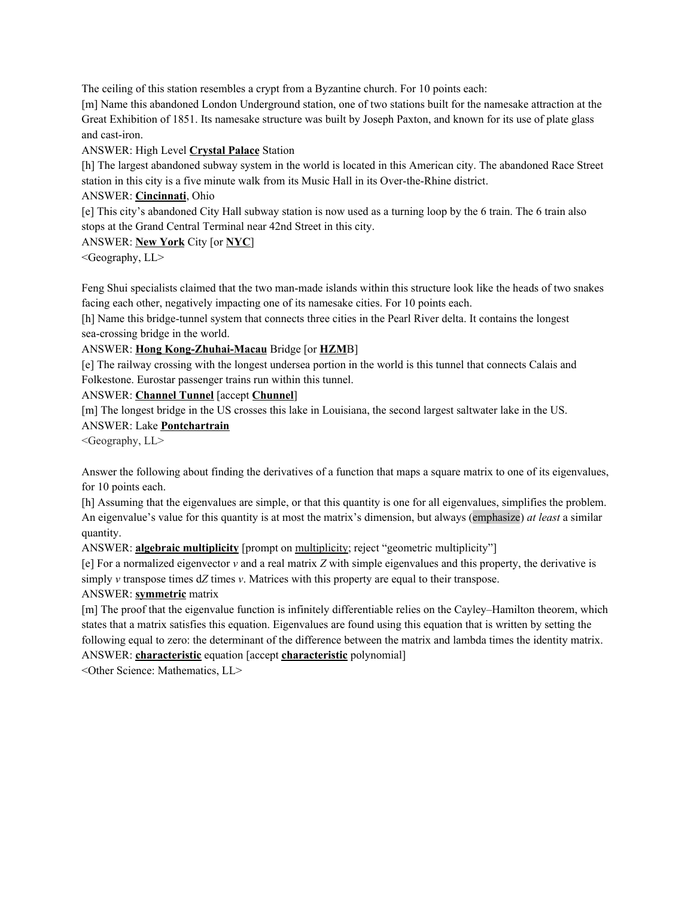The ceiling of this station resembles a crypt from a Byzantine church. For 10 points each:

[m] Name this abandoned London Underground station, one of two stations built for the namesake attraction at the Great Exhibition of 1851. Its namesake structure was built by Joseph Paxton, and known for its use of plate glass and cast-iron.

ANSWER: High Level **Crystal Palace** Station

[h] The largest abandoned subway system in the world is located in this American city. The abandoned Race Street station in this city is a five minute walk from its Music Hall in its Over-the-Rhine district.

ANSWER: **Cincinnati**, Ohio

[e] This city's abandoned City Hall subway station is now used as a turning loop by the 6 train. The 6 train also stops at the Grand Central Terminal near 42nd Street in this city.

ANSWER: **New York** City [or **NYC**]

<Geography, LL>

Feng Shui specialists claimed that the two man-made islands within this structure look like the heads of two snakes facing each other, negatively impacting one of its namesake cities. For 10 points each.

[h] Name this bridge-tunnel system that connects three cities in the Pearl River delta. It contains the longest sea-crossing bridge in the world.

ANSWER: **Hong Kong-Zhuhai-Macau** Bridge [or **HZM**B]

[e] The railway crossing with the longest undersea portion in the world is this tunnel that connects Calais and Folkestone. Eurostar passenger trains run within this tunnel.

ANSWER: **Channel Tunnel** [accept **Chunnel**]

[m] The longest bridge in the US crosses this lake in Louisiana, the second largest saltwater lake in the US.

ANSWER: Lake **Pontchartrain**

<Geography, LL>

Answer the following about finding the derivatives of a function that maps a square matrix to one of its eigenvalues, for 10 points each.

[h] Assuming that the eigenvalues are simple, or that this quantity is one for all eigenvalues, simplifies the problem. An eigenvalue's value for this quantity is at most the matrix's dimension, but always (emphasize) *at least* a similar quantity.

ANSWER: **algebraic multiplicity** [prompt on multiplicity; reject "geometric multiplicity"]

[e] For a normalized eigenvector *v* and a real matrix *Z* with simple eigenvalues and this property, the derivative is simply *v* transpose times d*Z* times *v*. Matrices with this property are equal to their transpose.

ANSWER: **symmetric** matrix

[m] The proof that the eigenvalue function is infinitely differentiable relies on the Cayley–Hamilton theorem, which states that a matrix satisfies this equation. Eigenvalues are found using this equation that is written by setting the following equal to zero: the determinant of the difference between the matrix and lambda times the identity matrix.

ANSWER: **characteristic** equation [accept **characteristic** polynomial]

<Other Science: Mathematics, LL>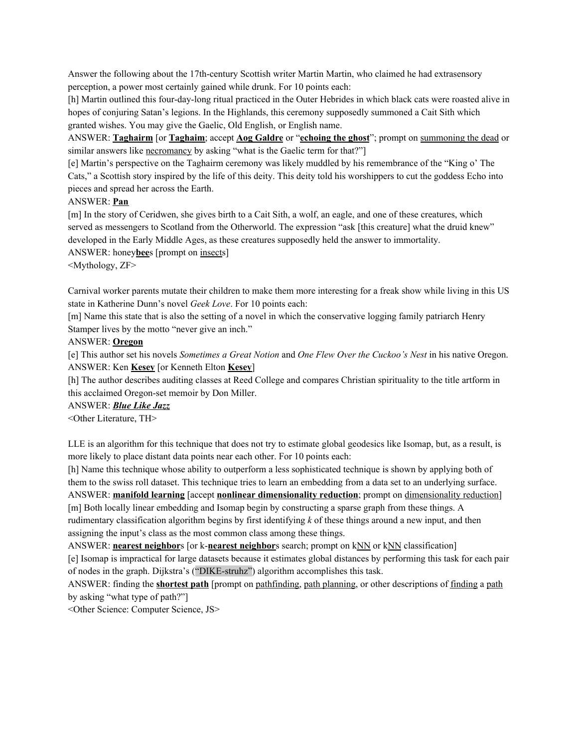Answer the following about the 17th-century Scottish writer Martin Martin, who claimed he had extrasensory perception, a power most certainly gained while drunk. For 10 points each:

[h] Martin outlined this four-day-long ritual practiced in the Outer Hebrides in which black cats were roasted alive in hopes of conjuring Satan's legions. In the Highlands, this ceremony supposedly summoned a Cait Sith which granted wishes. You may give the Gaelic, Old English, or English name.

ANSWER: **Taghairm** [or **Taghaim**; accept **Aog Galdre** or "**echoing the ghost**"; prompt on summoning the dead or similar answers like necromancy by asking "what is the Gaelic term for that?"]

[e] Martin's perspective on the Taghairm ceremony was likely muddled by his remembrance of the "King o' The Cats," a Scottish story inspired by the life of this deity. This deity told his worshippers to cut the goddess Echo into pieces and spread her across the Earth.

ANSWER: **Pan**

[m] In the story of Ceridwen, she gives birth to a Cait Sith, a wolf, an eagle, and one of these creatures, which served as messengers to Scotland from the Otherworld. The expression "ask [this creature] what the druid knew" developed in the Early Middle Ages, as these creatures supposedly held the answer to immortality.

ANSWER: honey**bee**s [prompt on insects]

<Mythology, ZF>

Carnival worker parents mutate their children to make them more interesting for a freak show while living in this US state in Katherine Dunn's novel *Geek Love*. For 10 points each:

[m] Name this state that is also the setting of a novel in which the conservative logging family patriarch Henry Stamper lives by the motto "never give an inch."

ANSWER: **Oregon**

[e] This author set his novels *Sometimes a Great Notion* and *One Flew Over the Cuckoo's Nest* in his native Oregon.

ANSWER: Ken **Kesey** [or Kenneth Elton **Kesey**]

[h] The author describes auditing classes at Reed College and compares Christian spirituality to the title artform in this acclaimed Oregon-set memoir by Don Miller.

ANSWER: ***Blue Like Jazz***

<Other Literature, TH>

LLE is an algorithm for this technique that does not try to estimate global geodesics like Isomap, but, as a result, is more likely to place distant data points near each other. For 10 points each:

[h] Name this technique whose ability to outperform a less sophisticated technique is shown by applying both of them to the swiss roll dataset. This technique tries to learn an embedding from a data set to an underlying surface.

ANSWER: **manifold learning** [accept **nonlinear dimensionality reduction**; prompt on dimensionality reduction]

[m] Both locally linear embedding and Isomap begin by constructing a sparse graph from these things. A rudimentary classification algorithm begins by first identifying $k$ of these things around a new input, and then assigning the input's class as the most common class among these things.

ANSWER: **nearest neighbor**s [or k-**nearest neighbor**s search; prompt on kNN or kNN classification]

[e] Isomap is impractical for large datasets because it estimates global distances by performing this task for each pair of nodes in the graph. Dijkstra's ("DIKE-struhz") algorithm accomplishes this task.

ANSWER: finding the **shortest path** [prompt on pathfinding, path planning, or other descriptions of finding a path by asking "what type of path?"]

<Other Science: Computer Science, JS>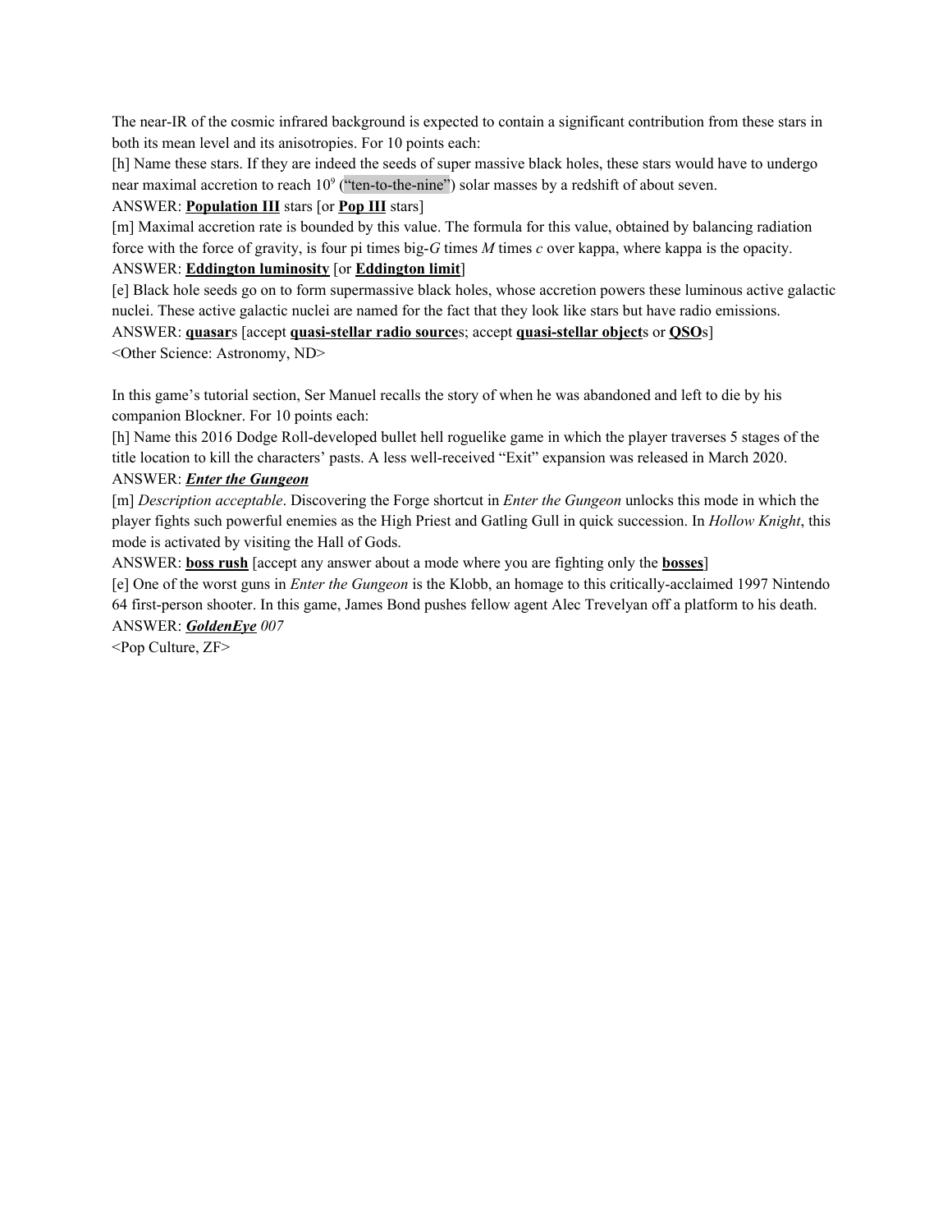The near-IR of the cosmic infrared background is expected to contain a significant contribution from these stars in both its mean level and its anisotropies. For 10 points each:

[h] Name these stars. If they are indeed the seeds of super massive black holes, these stars would have to undergo near maximal accretion to reach $10^9$ ("ten-to-the-nine") solar masses by a redshift of about seven.

ANSWER: **Population III** stars [or **Pop III** stars]

[m] Maximal accretion rate is bounded by this value. The formula for this value, obtained by balancing radiation force with the force of gravity, is four pi times big-*G* times *M* times *c* over kappa, where kappa is the opacity.

ANSWER: **Eddington luminosity** [or **Eddington limit**]

[e] Black hole seeds go on to form supermassive black holes, whose accretion powers these luminous active galactic nuclei. These active galactic nuclei are named for the fact that they look like stars but have radio emissions.

ANSWER: **quasar**s [accept **quasi-stellar radio source**s; accept **quasi-stellar object**s or **QSO**s]

<Other Science: Astronomy, ND>

In this game's tutorial section, Ser Manuel recalls the story of when he was abandoned and left to die by his companion Blockner. For 10 points each:

[h] Name this 2016 Dodge Roll-developed bullet hell roguelike game in which the player traverses 5 stages of the title location to kill the characters' pasts. A less well-received "Exit" expansion was released in March 2020.

ANSWER: ***Enter the Gungeon***

[m] *Description acceptable*. Discovering the Forge shortcut in *Enter the Gungeon* unlocks this mode in which the player fights such powerful enemies as the High Priest and Gatling Gull in quick succession. In *Hollow Knight*, this mode is activated by visiting the Hall of Gods.

ANSWER: **boss rush** [accept any answer about a mode where you are fighting only the **bosses**]

[e] One of the worst guns in *Enter the Gungeon* is the Klobb, an homage to this critically-acclaimed 1997 Nintendo 64 first-person shooter. In this game, James Bond pushes fellow agent Alec Trevelyan off a platform to his death.

ANSWER: ***GoldenEye*** *007*

<Pop Culture, ZF>